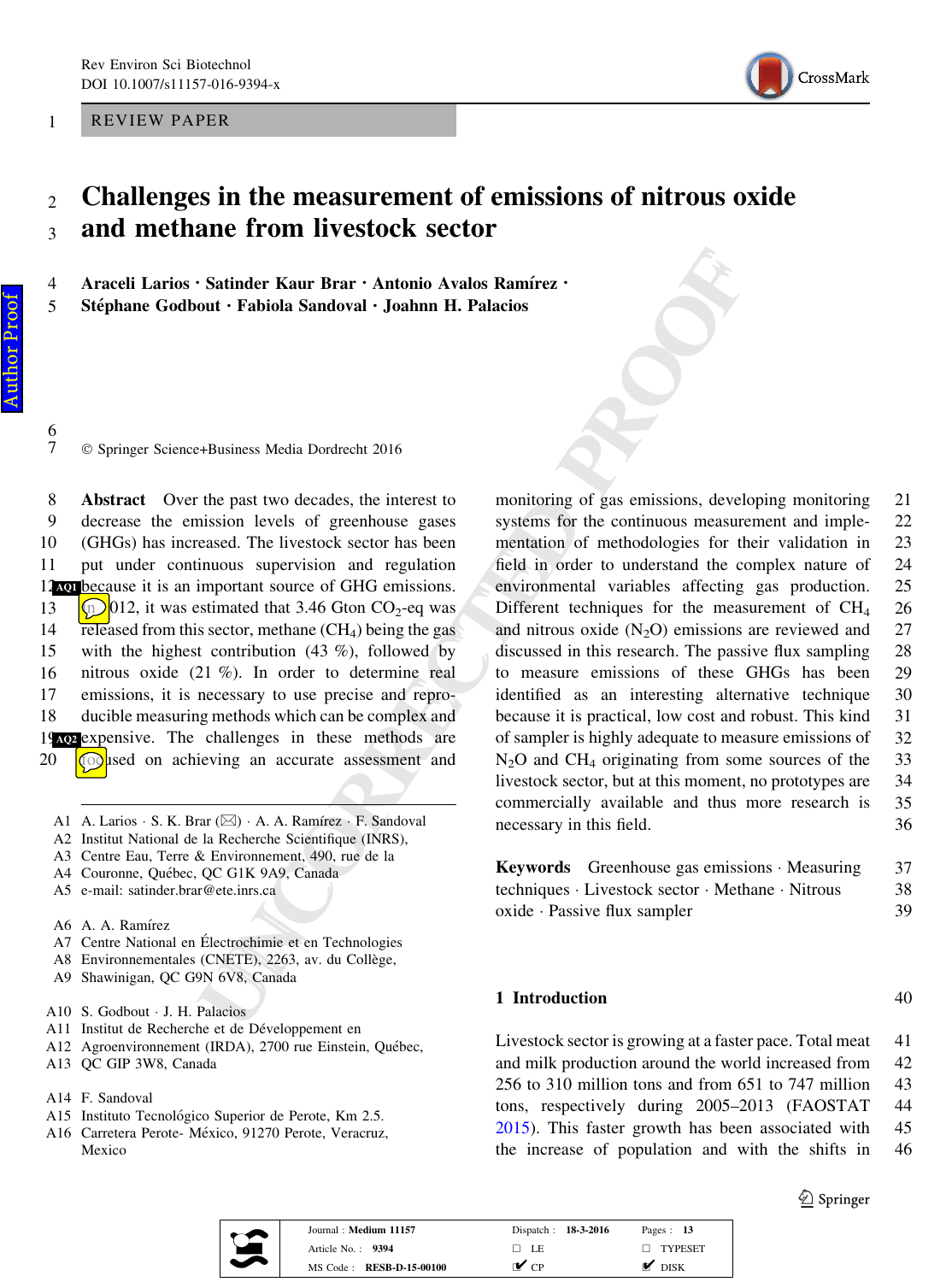REVIEW PAPER

# Challenges in the measurement of emissions of nitrous oxide and methane from livestock sector

**Araceli Larios · Satinder Kaur Brar · Antonio Avalos Ramírez · Stéphane Godbout · Fabiola Sandoval · Joahnn H. Palacios**

© Springer Science+Business Media Dordrecht 2016

**Abstract** Over the past two decades, the interest to decrease the emission levels of greenhouse gases (GHGs) has increased. The livestock sector has been put under continuous supervision and regulation because it is an important source of GHG emissions. In 2012, it was estimated that 3.46 Gton $CO_2$-eq was released from this sector, methane ($CH_4$) being the gas with the highest contribution (43 %), followed by nitrous oxide (21 %). In order to determine real emissions, it is necessary to use precise and reproducible measuring methods which can be complex and expensive. The challenges in these methods are focused on achieving an accurate assessment and monitoring of gas emissions, developing monitoring systems for the continuous measurement and implementation of methodologies for their validation in field in order to understand the complex nature of environmental variables affecting gas production. Different techniques for the measurement of $CH_4$ and nitrous oxide ($N_2O$) emissions are reviewed and discussed in this research. The passive flux sampling to measure emissions of these GHGs has been identified as an interesting alternative technique because it is practical, low cost and robust. This kind of sampler is highly adequate to measure emissions of $N_2O$ and $CH_4$ originating from some sources of the livestock sector, but at this moment, no prototypes are commercially available and thus more research is necessary in this field.

**Keywords** Greenhouse gas emissions · Measuring techniques · Livestock sector · Methane · Nitrous oxide · Passive flux sampler

A. Larios · S. K. Brar (✉) · A. A. Ramírez · F. Sandoval
Institut National de la Recherche Scientifique (INRS), Centre Eau, Terre & Environnement, 490, rue de la Couronne, Québec, QC G1K 9A9, Canada
e-mail: satinder.brar@ete.inrs.ca

A. A. Ramírez
Centre National en Électrochimie et en Technologies Environnementales (CNETE), 2263, av. du Collège, Shawinigan, QC G9N 6V8, Canada

S. Godbout · J. H. Palacios
Institut de Recherche et de Développement en Agroenvironnement (IRDA), 2700 rue Einstein, Québec, QC GIP 3W8, Canada

F. Sandoval
Instituto Tecnológico Superior de Perote, Km 2.5. Carretera Perote- México, 91270 Perote, Veracruz, Mexico

## 1 Introduction

Livestock sector is growing at a faster pace. Total meat and milk production around the world increased from 256 to 310 million tons and from 651 to 747 million tons, respectively during 2005–2013 (FAOSTAT 2015). This faster growth has been associated with the increase of population and with the shifts in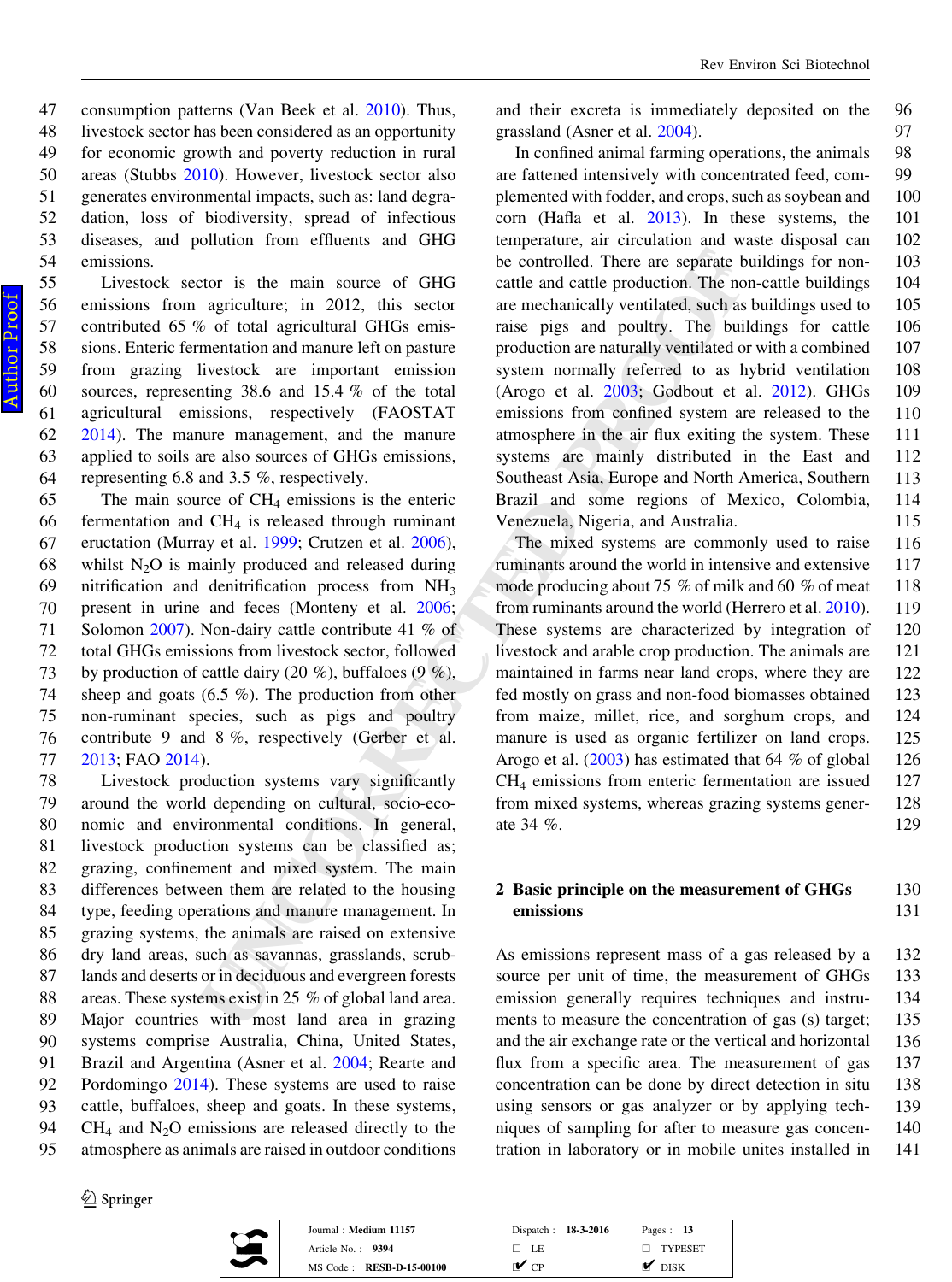consumption patterns (Van Beek et al. 2010). Thus, livestock sector has been considered as an opportunity for economic growth and poverty reduction in rural areas (Stubbs 2010). However, livestock sector also generates environmental impacts, such as: land degradation, loss of biodiversity, spread of infectious diseases, and pollution from effluents and GHG emissions.

Livestock sector is the main source of GHG emissions from agriculture; in 2012, this sector contributed 65 % of total agricultural GHGs emissions. Enteric fermentation and manure left on pasture from grazing livestock are important emission sources, representing 38.6 and 15.4 % of the total agricultural emissions, respectively (FAOSTAT 2014). The manure management, and the manure applied to soils are also sources of GHGs emissions, representing 6.8 and 3.5 %, respectively.

The main source of $CH_4$ emissions is the enteric fermentation and $CH_4$ is released through ruminant eructation (Murray et al. 1999; Crutzen et al. 2006), whilst $N_2O$ is mainly produced and released during nitrification and denitrification process from $NH_3$ present in urine and feces (Monteny et al. 2006; Solomon 2007). Non-dairy cattle contribute 41 % of total GHGs emissions from livestock sector, followed by production of cattle dairy (20 %), buffaloes (9 %), sheep and goats (6.5 %). The production from other non-ruminant species, such as pigs and poultry contribute 9 and 8 %, respectively (Gerber et al. 2013; FAO 2014).

Livestock production systems vary significantly around the world depending on cultural, socio-economic and environmental conditions. In general, livestock production systems can be classified as; grazing, confinement and mixed system. The main differences between them are related to the housing type, feeding operations and manure management. In grazing systems, the animals are raised on extensive dry land areas, such as savannas, grasslands, scrublands and deserts or in deciduous and evergreen forests areas. These systems exist in 25 % of global land area. Major countries with most land area in grazing systems comprise Australia, China, United States, Brazil and Argentina (Asner et al. 2004; Rearte and Pordomingo 2014). These systems are used to raise cattle, buffaloes, sheep and goats. In these systems, $CH_4$ and $N_2O$ emissions are released directly to the atmosphere as animals are raised in outdoor conditions and their excreta is immediately deposited on the grassland (Asner et al. 2004).

In confined animal farming operations, the animals are fattened intensively with concentrated feed, complemented with fodder, and crops, such as soybean and corn (Hafla et al. 2013). In these systems, the temperature, air circulation and waste disposal can be controlled. There are separate buildings for non-cattle and cattle production. The non-cattle buildings are mechanically ventilated, such as buildings used to raise pigs and poultry. The buildings for cattle production are naturally ventilated or with a combined system normally referred to as hybrid ventilation (Arogo et al. 2003; Godbout et al. 2012). GHGs emissions from confined system are released to the atmosphere in the air flux exiting the system. These systems are mainly distributed in the East and Southeast Asia, Europe and North America, Southern Brazil and some regions of Mexico, Colombia, Venezuela, Nigeria, and Australia.

The mixed systems are commonly used to raise ruminants around the world in intensive and extensive mode producing about 75 % of milk and 60 % of meat from ruminants around the world (Herrero et al. 2010). These systems are characterized by integration of livestock and arable crop production. The animals are maintained in farms near land crops, where they are fed mostly on grass and non-food biomasses obtained from maize, millet, rice, and sorghum crops, and manure is used as organic fertilizer on land crops. Arogo et al. (2003) has estimated that 64 % of global $CH_4$ emissions from enteric fermentation are issued from mixed systems, whereas grazing systems generate 34 %.

## 2 Basic principle on the measurement of GHGs emissions

As emissions represent mass of a gas released by a source per unit of time, the measurement of GHGs emission generally requires techniques and instruments to measure the concentration of gas (s) target; and the air exchange rate or the vertical and horizontal flux from a specific area. The measurement of gas concentration can be done by direct detection in situ using sensors or gas analyzer or by applying techniques of sampling for after to measure gas concentration in laboratory or in mobile unites installed in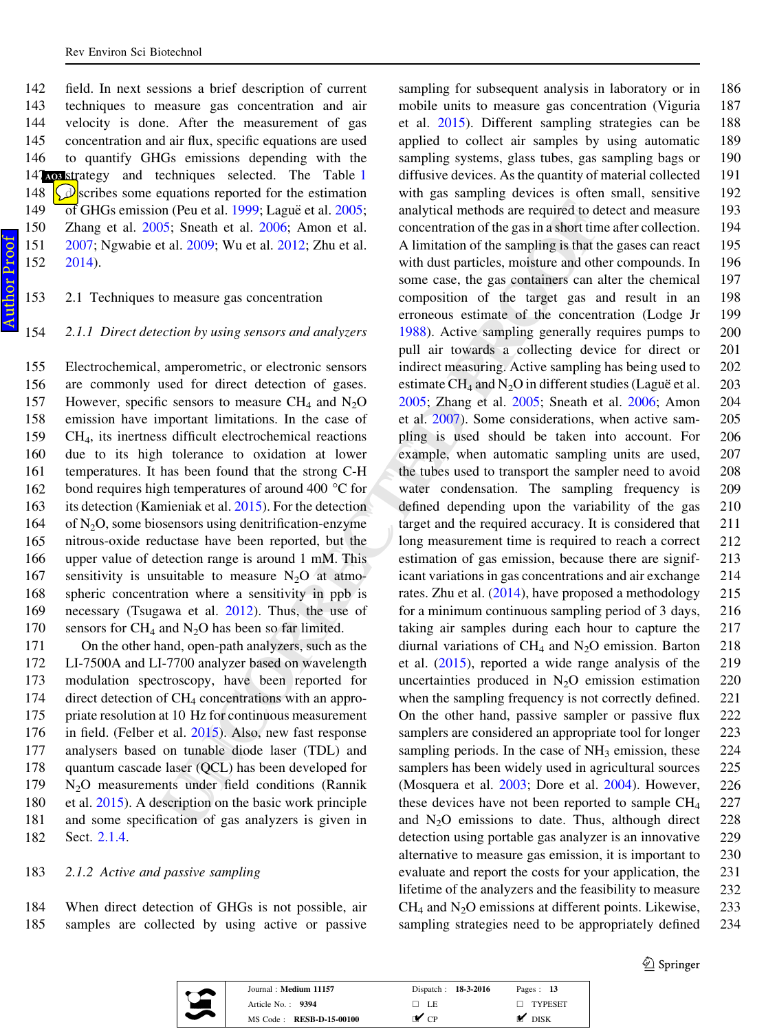field. In next sessions a brief description of current techniques to measure gas concentration and air velocity is done. After the measurement of gas concentration and air flux, specific equations are used to quantify GHGs emissions depending with the strategy and techniques selected. The Table 1 describes some equations reported for the estimation of GHGs emission (Peu et al. 1999; Laguë et al. 2005; Zhang et al. 2005; Sneath et al. 2006; Amon et al. 2007; Ngwabie et al. 2009; Wu et al. 2012; Zhu et al. 2014).

## 2.1 Techniques to measure gas concentration

### 2.1.1 *Direct detection by using sensors and analyzers*

Electrochemical, amperometric, or electronic sensors are commonly used for direct detection of gases. However, specific sensors to measure $CH_4$ and $N_2O$ emission have important limitations. In the case of $CH_4$, its inertness difficult electrochemical reactions due to its high tolerance to oxidation at lower temperatures. It has been found that the strong C-H bond requires high temperatures of around 400 °C for its detection (Kamieniak et al. 2015). For the detection of $N_2O$, some biosensors using denitrification-enzyme nitrous-oxide reductase have been reported, but the upper value of detection range is around 1 mM. This sensitivity is unsuitable to measure $N_2O$ at atmospheric concentration where a sensitivity in ppb is necessary (Tsugawa et al. 2012). Thus, the use of sensors for $CH_4$ and $N_2O$ has been so far limited.

On the other hand, open-path analyzers, such as the LI-7500A and LI-7700 analyzer based on wavelength modulation spectroscopy, have been reported for direct detection of $CH_4$ concentrations with an appropriate resolution at 10 Hz for continuous measurement in field. (Felber et al. 2015). Also, new fast response analysers based on tunable diode laser (TDL) and quantum cascade laser (QCL) has been developed for $N_2O$ measurements under field conditions (Rannik et al. 2015). A description on the basic work principle and some specification of gas analyzers is given in Sect. 2.1.4.

### 2.1.2 *Active and passive sampling*

When direct detection of GHGs is not possible, air samples are collected by using active or passive sampling for subsequent analysis in laboratory or in mobile units to measure gas concentration (Viguria et al. 2015). Different sampling strategies can be applied to collect air samples by using automatic sampling systems, glass tubes, gas sampling bags or diffusive devices. As the quantity of material collected with gas sampling devices is often small, sensitive analytical methods are required to detect and measure concentration of the gas in a short time after collection. A limitation of the sampling is that the gases can react with dust particles, moisture and other compounds. In some case, the gas containers can alter the chemical composition of the target gas and result in an erroneous estimate of the concentration (Lodge Jr 1988). Active sampling generally requires pumps to pull air towards a collecting device for direct or indirect measuring. Active sampling has being used to estimate $CH_4$ and $N_2O$ in different studies (Laguë et al. 2005; Zhang et al. 2005; Sneath et al. 2006; Amon et al. 2007). Some considerations, when active sampling is used should be taken into account. For example, when automatic sampling units are used, the tubes used to transport the sampler need to avoid water condensation. The sampling frequency is defined depending upon the variability of the gas target and the required accuracy. It is considered that long measurement time is required to reach a correct estimation of gas emission, because there are significant variations in gas concentrations and air exchange rates. Zhu et al. (2014), have proposed a methodology for a minimum continuous sampling period of 3 days, taking air samples during each hour to capture the diurnal variations of $CH_4$ and $N_2O$ emission. Barton et al. (2015), reported a wide range analysis of the uncertainties produced in $N_2O$ emission estimation when the sampling frequency is not correctly defined. On the other hand, passive sampler or passive flux samplers are considered an appropriate tool for longer sampling periods. In the case of $NH_3$ emission, these samplers has been widely used in agricultural sources (Mosquera et al. 2003; Dore et al. 2004). However, these devices have not been reported to sample $CH_4$ and $N_2O$ emissions to date. Thus, although direct detection using portable gas analyzer is an innovative alternative to measure gas emission, it is important to evaluate and report the costs for your application, the lifetime of the analyzers and the feasibility to measure $CH_4$ and $N_2O$ emissions at different points. Likewise, sampling strategies need to be appropriately defined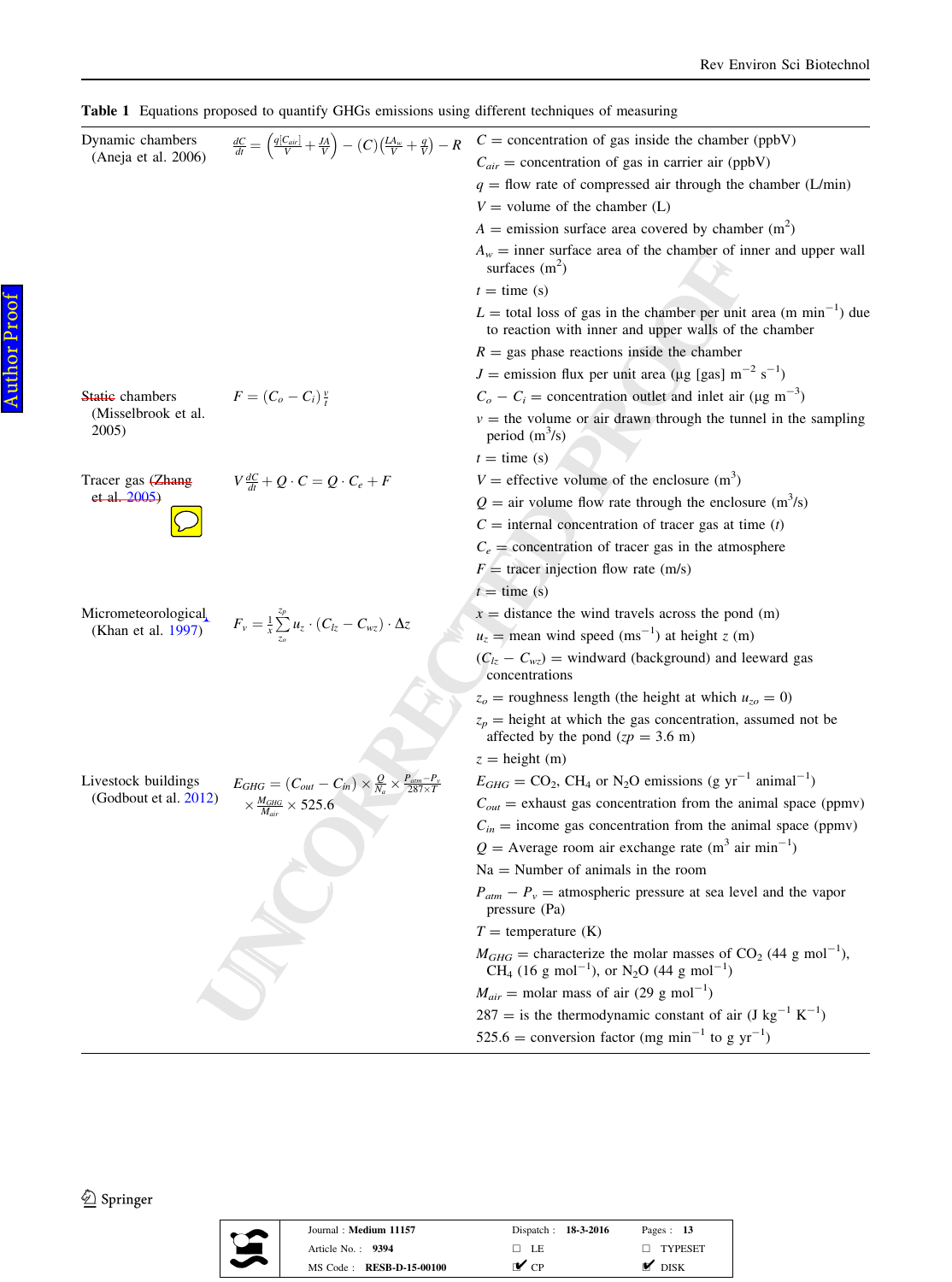**Table 1** Equations proposed to quantify GHGs emissions using different techniques of measuring

| Technique | Equation | Variables |
|---|---|---|
| Dynamic chambers (Aneja et al. 2006) | $\frac{dC}{dt} = \left(\frac{q[C_{air}]}{V} + \frac{JA}{V}\right) - (C)\left(\frac{LA_w}{V} + \frac{q}{V}\right) - R$ | $C$ = concentration of gas inside the chamber (ppbV)<br>$C_{air}$ = concentration of gas in carrier air (ppbV)<br>$q$ = flow rate of compressed air through the chamber (L/min)<br>$V$ = volume of the chamber (L)<br>$A$ = emission surface area covered by chamber ($m^2$)<br>$A_w$ = inner surface area of the chamber of inner and upper wall surfaces ($m^2$)<br>$t$ = time (s)<br>$L$ = total loss of gas in the chamber per unit area ($m\ min^{-1}$) due to reaction with inner and upper walls of the chamber<br>$R$ = gas phase reactions inside the chamber<br>$J$ = emission flux per unit area (µg [gas] $m^{-2}\ s^{-1}$) |
| Static chambers (Misselbrook et al. 2005) | $F = (C_o - C_i)\frac{v}{t}$ | $C_o - C_i$ = concentration outlet and inlet air (µg $m^{-3}$)<br>$v$ = the volume or air drawn through the tunnel in the sampling period ($m^3$/s)<br>$t$ = time (s) |
| Tracer gas (Zhang et al. 2005) | $V\frac{dC}{dt} + Q \cdot C = Q \cdot C_e + F$ | $V$ = effective volume of the enclosure ($m^3$)<br>$Q$ = air volume flow rate through the enclosure ($m^3$/s)<br>$C$ = internal concentration of tracer gas at time ($t$)<br>$C_e$ = concentration of tracer gas in the atmosphere<br>$F$ = tracer injection flow rate (m/s)<br>$t$ = time (s) |
| Micrometeorological (Khan et al. 1997) | $F_v = \frac{1}{x}\sum_{z_o}^{z_p} u_z \cdot (C_{lz} - C_{wz}) \cdot \Delta z$ | $x$ = distance the wind travels across the pond (m)<br>$u_z$ = mean wind speed ($ms^{-1}$) at height $z$ (m)<br>$(C_{lz} - C_{wz})$ = windward (background) and leeward gas concentrations<br>$z_o$ = roughness length (the height at which $u_{zo} = 0$)<br>$z_p$ = height at which the gas concentration, assumed not be affected by the pond ($zp = 3.6$ m)<br>$z$ = height (m) |
| Livestock buildings (Godbout et al. 2012) | $E_{GHG} = (C_{out} - C_{in}) \times \frac{Q}{N_a} \times \frac{P_{atm} - P_v}{287 \times T} \times \frac{M_{GHG}}{M_{air}} \times 525.6$ | $E_{GHG}$ = $CO_2$, $CH_4$ or $N_2O$ emissions (g $yr^{-1}$ $animal^{-1}$)<br>$C_{out}$ = exhaust gas concentration from the animal space (ppmv)<br>$C_{in}$ = income gas concentration from the animal space (ppmv)<br>$Q$ = Average room air exchange rate ($m^3$ air $min^{-1}$)<br>Na = Number of animals in the room<br>$P_{atm} - P_v$ = atmospheric pressure at sea level and the vapor pressure (Pa)<br>$T$ = temperature (K)<br>$M_{GHG}$ = characterize the molar masses of $CO_2$ (44 g $mol^{-1}$), $CH_4$ (16 g $mol^{-1}$), or $N_2O$ (44 g $mol^{-1}$)<br>$M_{air}$ = molar mass of air (29 g $mol^{-1}$)<br>287 = is the thermodynamic constant of air (J $kg^{-1}$ $K^{-1}$)<br>525.6 = conversion factor (mg $min^{-1}$ to g $yr^{-1}$) |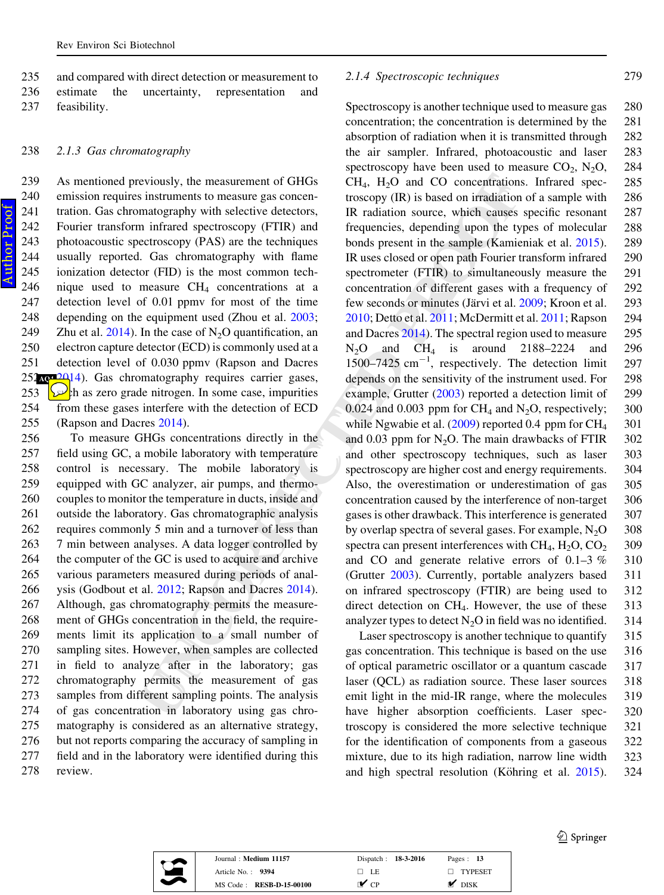and compared with direct detection or measurement to estimate the uncertainty, representation and feasibility.

### 2.1.3 Gas chromatography

As mentioned previously, the measurement of GHGs emission requires instruments to measure gas concentration. Gas chromatography with selective detectors, Fourier transform infrared spectroscopy (FTIR) and photoacoustic spectroscopy (PAS) are the techniques usually reported. Gas chromatography with flame ionization detector (FID) is the most common technique used to measure $CH_4$ concentrations at a detection level of 0.01 ppmv for most of the time depending on the equipment used (Zhou et al. 2003; Zhu et al. 2014). In the case of $N_2O$ quantification, an electron capture detector (ECD) is commonly used at a detection level of 0.030 ppmv (Rapson and Dacres 2014). Gas chromatography requires carrier gases, such as zero grade nitrogen. In some case, impurities from these gases interfere with the detection of ECD (Rapson and Dacres 2014).

To measure GHGs concentrations directly in the field using GC, a mobile laboratory with temperature control is necessary. The mobile laboratory is equipped with GC analyzer, air pumps, and thermocouples to monitor the temperature in ducts, inside and outside the laboratory. Gas chromatographic analysis requires commonly 5 min and a turnover of less than 7 min between analyses. A data logger controlled by the computer of the GC is used to acquire and archive various parameters measured during periods of analysis (Godbout et al. 2012; Rapson and Dacres 2014). Although, gas chromatography permits the measurement of GHGs concentration in the field, the requirements limit its application to a small number of sampling sites. However, when samples are collected in field to analyze after in the laboratory; gas chromatography permits the measurement of gas samples from different sampling points. The analysis of gas concentration in laboratory using gas chromatography is considered as an alternative strategy, but not reports comparing the accuracy of sampling in field and in the laboratory were identified during this review.

### 2.1.4 Spectroscopic techniques

Spectroscopy is another technique used to measure gas concentration; the concentration is determined by the absorption of radiation when it is transmitted through the air sampler. Infrared, photoacoustic and laser spectroscopy have been used to measure $CO_2$, $N_2O$, $CH_4$, $H_2O$ and CO concentrations. Infrared spectroscopy (IR) is based on irradiation of a sample with IR radiation source, which causes specific resonant frequencies, depending upon the types of molecular bonds present in the sample (Kamieniak et al. 2015). IR uses closed or open path Fourier transform infrared spectrometer (FTIR) to simultaneously measure the concentration of different gases with a frequency of few seconds or minutes (Järvi et al. 2009; Kroon et al. 2010; Detto et al. 2011; McDermitt et al. 2011; Rapson and Dacres 2014). The spectral region used to measure $N_2O$ and $CH_4$ is around 2188–2224 and 1500–7425 $cm^{-1}$, respectively. The detection limit depends on the sensitivity of the instrument used. For example, Grutter (2003) reported a detection limit of 0.024 and 0.003 ppm for $CH_4$ and $N_2O$, respectively; while Ngwabie et al. (2009) reported 0.4 ppm for $CH_4$ and 0.03 ppm for $N_2O$. The main drawbacks of FTIR and other spectroscopy techniques, such as laser spectroscopy are higher cost and energy requirements. Also, the overestimation or underestimation of gas concentration caused by the interference of non-target gases is other drawback. This interference is generated by overlap spectra of several gases. For example, $N_2O$ spectra can present interferences with $CH_4$, $H_2O$, $CO_2$ and CO and generate relative errors of 0.1–3 % (Grutter 2003). Currently, portable analyzers based on infrared spectroscopy (FTIR) are being used to direct detection on $CH_4$. However, the use of these analyzer types to detect $N_2O$ in field was no identified.

Laser spectroscopy is another technique to quantify gas concentration. This technique is based on the use of optical parametric oscillator or a quantum cascade laser (QCL) as radiation source. These laser sources emit light in the mid-IR range, where the molecules have higher absorption coefficients. Laser spectroscopy is considered the more selective technique for the identification of components from a gaseous mixture, due to its high radiation, narrow line width and high spectral resolution (Köhring et al. 2015).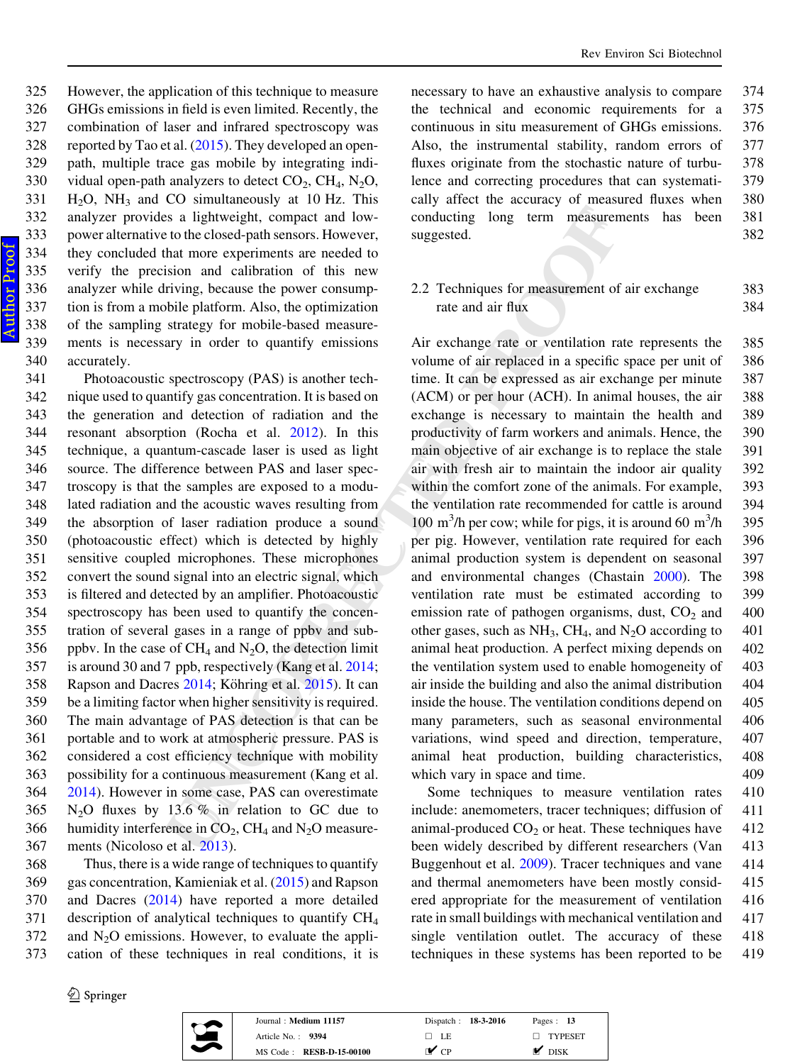However, the application of this technique to measure GHGs emissions in field is even limited. Recently, the combination of laser and infrared spectroscopy was reported by Tao et al. (2015). They developed an open-path, multiple trace gas mobile by integrating individual open-path analyzers to detect $CO_2$, $CH_4$, $N_2O$, $H_2O$, $NH_3$ and CO simultaneously at 10 Hz. This analyzer provides a lightweight, compact and low-power alternative to the closed-path sensors. However, they concluded that more experiments are needed to verify the precision and calibration of this new analyzer while driving, because the power consumption is from a mobile platform. Also, the optimization of the sampling strategy for mobile-based measurements is necessary in order to quantify emissions accurately.

Photoacoustic spectroscopy (PAS) is another technique used to quantify gas concentration. It is based on the generation and detection of radiation and the resonant absorption (Rocha et al. 2012). In this technique, a quantum-cascade laser is used as light source. The difference between PAS and laser spectroscopy is that the samples are exposed to a modulated radiation and the acoustic waves resulting from the absorption of laser radiation produce a sound (photoacoustic effect) which is detected by highly sensitive coupled microphones. These microphones convert the sound signal into an electric signal, which is filtered and detected by an amplifier. Photoacoustic spectroscopy has been used to quantify the concentration of several gases in a range of ppbv and sub-ppbv. In the case of $CH_4$ and $N_2O$, the detection limit is around 30 and 7 ppb, respectively (Kang et al. 2014; Rapson and Dacres 2014; Köhring et al. 2015). It can be a limiting factor when higher sensitivity is required. The main advantage of PAS detection is that can be portable and to work at atmospheric pressure. PAS is considered a cost efficiency technique with mobility possibility for a continuous measurement (Kang et al. 2014). However in some case, PAS can overestimate $N_2O$ fluxes by 13.6 % in relation to GC due to humidity interference in $CO_2$, $CH_4$ and $N_2O$ measurements (Nicoloso et al. 2013).

Thus, there is a wide range of techniques to quantify gas concentration, Kamieniak et al. (2015) and Rapson and Dacres (2014) have reported a more detailed description of analytical techniques to quantify $CH_4$ and $N_2O$ emissions. However, to evaluate the application of these techniques in real conditions, it is necessary to have an exhaustive analysis to compare the technical and economic requirements for a continuous in situ measurement of GHGs emissions. Also, the instrumental stability, random errors of fluxes originate from the stochastic nature of turbulence and correcting procedures that can systematically affect the accuracy of measured fluxes when conducting long term measurements has been suggested.

### 2.2 Techniques for measurement of air exchange rate and air flux

Air exchange rate or ventilation rate represents the volume of air replaced in a specific space per unit of time. It can be expressed as air exchange per minute (ACM) or per hour (ACH). In animal houses, the air exchange is necessary to maintain the health and productivity of farm workers and animals. Hence, the main objective of air exchange is to replace the stale air with fresh air to maintain the indoor air quality within the comfort zone of the animals. For example, the ventilation rate recommended for cattle is around 100 $m^3/h$ per cow; while for pigs, it is around 60 $m^3/h$ per pig. However, ventilation rate required for each animal production system is dependent on seasonal and environmental changes (Chastain 2000). The ventilation rate must be estimated according to emission rate of pathogen organisms, dust, $CO_2$ and other gases, such as $NH_3$, $CH_4$, and $N_2O$ according to animal heat production. A perfect mixing depends on the ventilation system used to enable homogeneity of air inside the building and also the animal distribution inside the house. The ventilation conditions depend on many parameters, such as seasonal environmental variations, wind speed and direction, temperature, animal heat production, building characteristics, which vary in space and time.

Some techniques to measure ventilation rates include: anemometers, tracer techniques; diffusion of animal-produced $CO_2$ or heat. These techniques have been widely described by different researchers (Van Buggenhout et al. 2009). Tracer techniques and vane and thermal anemometers have been mostly considered appropriate for the measurement of ventilation rate in small buildings with mechanical ventilation and single ventilation outlet. The accuracy of these techniques in these systems has been reported to be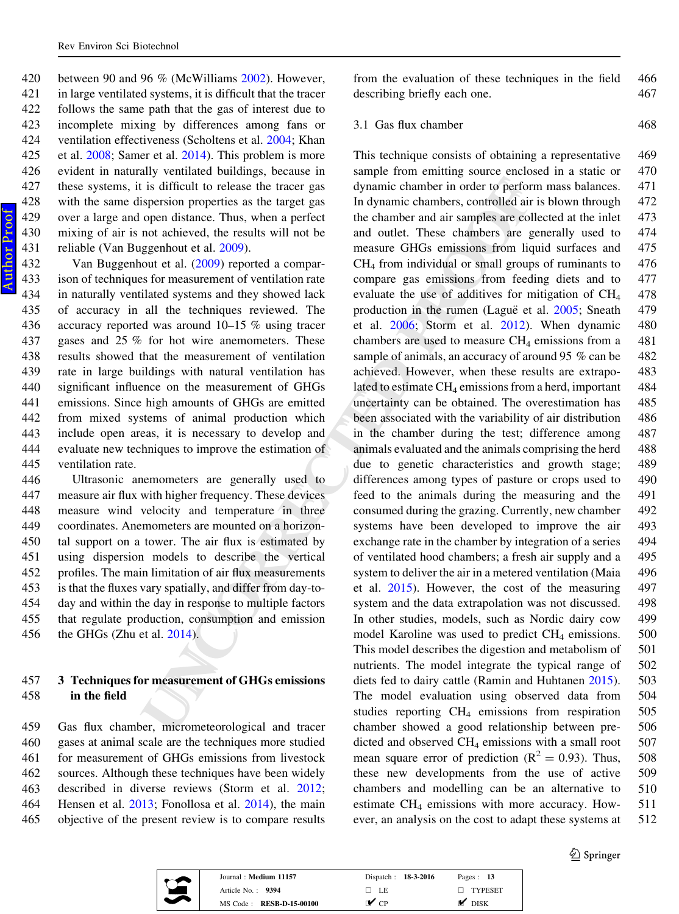between 90 and 96 % (McWilliams 2002). However, in large ventilated systems, it is difficult that the tracer follows the same path that the gas of interest due to incomplete mixing by differences among fans or ventilation effectiveness (Scholtens et al. 2004; Khan et al. 2008; Samer et al. 2014). This problem is more evident in naturally ventilated buildings, because in these systems, it is difficult to release the tracer gas with the same dispersion properties as the target gas over a large and open distance. Thus, when a perfect mixing of air is not achieved, the results will not be reliable (Van Buggenhout et al. 2009).

Van Buggenhout et al. (2009) reported a comparison of techniques for measurement of ventilation rate in naturally ventilated systems and they showed lack of accuracy in all the techniques reviewed. The accuracy reported was around 10–15 % using tracer gases and 25 % for hot wire anemometers. These results showed that the measurement of ventilation rate in large buildings with natural ventilation has significant influence on the measurement of GHGs emissions. Since high amounts of GHGs are emitted from mixed systems of animal production which include open areas, it is necessary to develop and evaluate new techniques to improve the estimation of ventilation rate.

Ultrasonic anemometers are generally used to measure air flux with higher frequency. These devices measure wind velocity and temperature in three coordinates. Anemometers are mounted on a horizontal support on a tower. The air flux is estimated by using dispersion models to describe the vertical profiles. The main limitation of air flux measurements is that the fluxes vary spatially, and differ from day-to-day and within the day in response to multiple factors that regulate production, consumption and emission the GHGs (Zhu et al. 2014).

## 3 Techniques for measurement of GHGs emissions in the field

Gas flux chamber, micrometeorological and tracer gases at animal scale are the techniques more studied for measurement of GHGs emissions from livestock sources. Although these techniques have been widely described in diverse reviews (Storm et al. 2012; Hensen et al. 2013; Fonollosa et al. 2014), the main objective of the present review is to compare results from the evaluation of these techniques in the field describing briefly each one.

### 3.1 Gas flux chamber

This technique consists of obtaining a representative sample from emitting source enclosed in a static or dynamic chamber in order to perform mass balances. In dynamic chambers, controlled air is blown through the chamber and air samples are collected at the inlet and outlet. These chambers are generally used to measure GHGs emissions from liquid surfaces and $CH_4$ from individual or small groups of ruminants to compare gas emissions from feeding diets and to evaluate the use of additives for mitigation of $CH_4$ production in the rumen (Laguë et al. 2005; Sneath et al. 2006; Storm et al. 2012). When dynamic chambers are used to measure $CH_4$ emissions from a sample of animals, an accuracy of around 95 % can be achieved. However, when these results are extrapolated to estimate $CH_4$ emissions from a herd, important uncertainty can be obtained. The overestimation has been associated with the variability of air distribution in the chamber during the test; difference among animals evaluated and the animals comprising the herd due to genetic characteristics and growth stage; differences among types of pasture or crops used to feed to the animals during the measuring and the consumed during the grazing. Currently, new chamber systems have been developed to improve the air exchange rate in the chamber by integration of a series of ventilated hood chambers; a fresh air supply and a system to deliver the air in a metered ventilation (Maia et al. 2015). However, the cost of the measuring system and the data extrapolation was not discussed. In other studies, models, such as Nordic dairy cow model Karoline was used to predict $CH_4$ emissions. This model describes the digestion and metabolism of nutrients. The model integrate the typical range of diets fed to dairy cattle (Ramin and Huhtanen 2015). The model evaluation using observed data from studies reporting $CH_4$ emissions from respiration chamber showed a good relationship between predicted and observed $CH_4$ emissions with a small root mean square error of prediction ($R^2 = 0.93$). Thus, these new developments from the use of active chambers and modelling can be an alternative to estimate $CH_4$ emissions with more accuracy. However, an analysis on the cost to adapt these systems at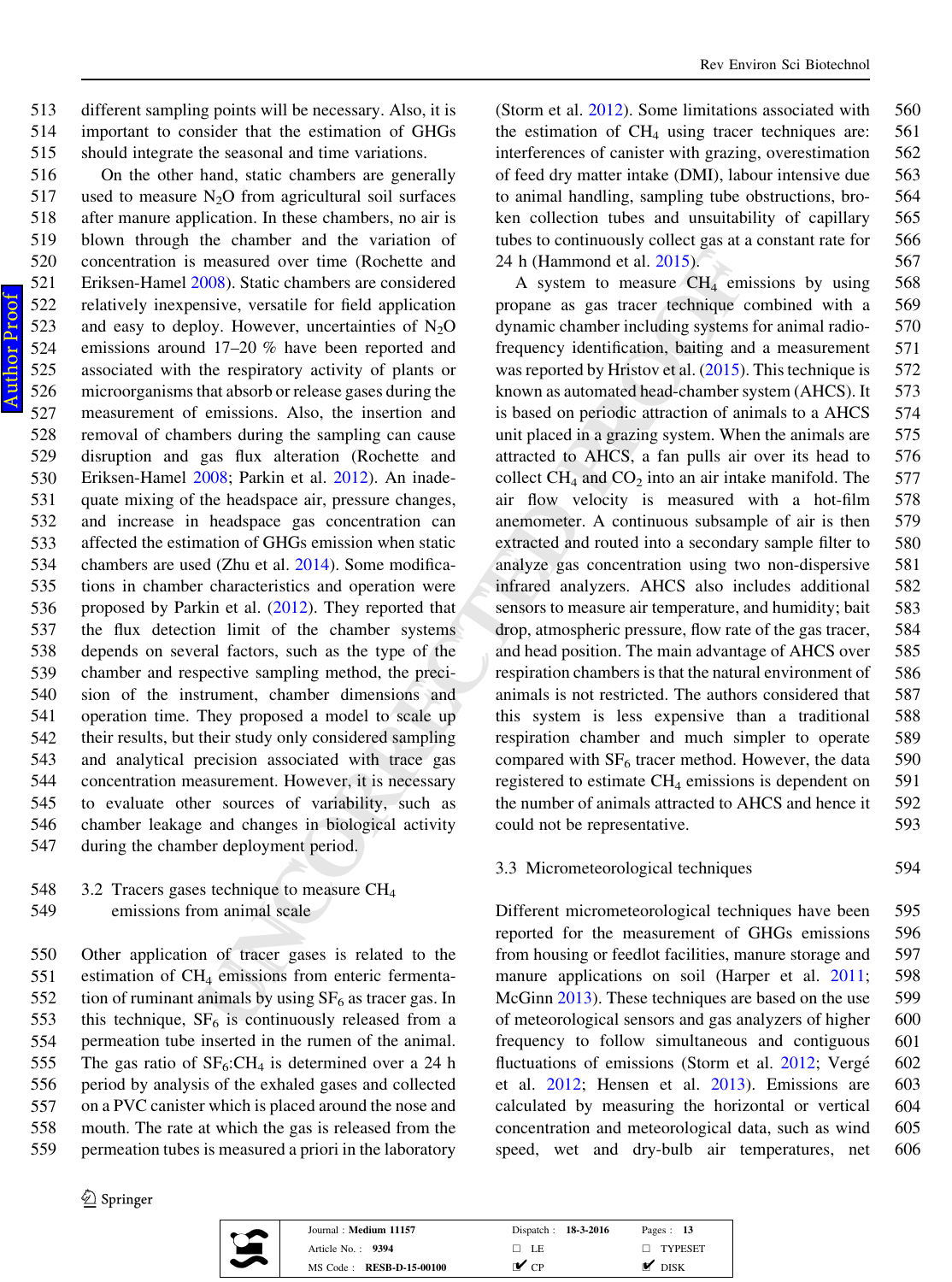different sampling points will be necessary. Also, it is important to consider that the estimation of GHGs should integrate the seasonal and time variations.

On the other hand, static chambers are generally used to measure $N_2O$ from agricultural soil surfaces after manure application. In these chambers, no air is blown through the chamber and the variation of concentration is measured over time (Rochette and Eriksen-Hamel 2008). Static chambers are considered relatively inexpensive, versatile for field application and easy to deploy. However, uncertainties of $N_2O$ emissions around 17–20 % have been reported and associated with the respiratory activity of plants or microorganisms that absorb or release gases during the measurement of emissions. Also, the insertion and removal of chambers during the sampling can cause disruption and gas flux alteration (Rochette and Eriksen-Hamel 2008; Parkin et al. 2012). An inadequate mixing of the headspace air, pressure changes, and increase in headspace gas concentration can affected the estimation of GHGs emission when static chambers are used (Zhu et al. 2014). Some modifications in chamber characteristics and operation were proposed by Parkin et al. (2012). They reported that the flux detection limit of the chamber systems depends on several factors, such as the type of the chamber and respective sampling method, the precision of the instrument, chamber dimensions and operation time. They proposed a model to scale up their results, but their study only considered sampling and analytical precision associated with trace gas concentration measurement. However, it is necessary to evaluate other sources of variability, such as chamber leakage and changes in biological activity during the chamber deployment period.

## 3.2 Tracers gases technique to measure $CH_4$ emissions from animal scale

Other application of tracer gases is related to the estimation of $CH_4$ emissions from enteric fermentation of ruminant animals by using $SF_6$ as tracer gas. In this technique, $SF_6$ is continuously released from a permeation tube inserted in the rumen of the animal. The gas ratio of $SF_6$:$CH_4$ is determined over a 24 h period by analysis of the exhaled gases and collected on a PVC canister which is placed around the nose and mouth. The rate at which the gas is released from the permeation tubes is measured a priori in the laboratory (Storm et al. 2012). Some limitations associated with the estimation of $CH_4$ using tracer techniques are: interferences of canister with grazing, overestimation of feed dry matter intake (DMI), labour intensive due to animal handling, sampling tube obstructions, broken collection tubes and unsuitability of capillary tubes to continuously collect gas at a constant rate for 24 h (Hammond et al. 2015).

A system to measure $CH_4$ emissions by using propane as gas tracer technique combined with a dynamic chamber including systems for animal radio-frequency identification, baiting and a measurement was reported by Hristov et al. (2015). This technique is known as automated head-chamber system (AHCS). It is based on periodic attraction of animals to a AHCS unit placed in a grazing system. When the animals are attracted to AHCS, a fan pulls air over its head to collect $CH_4$ and $CO_2$ into an air intake manifold. The air flow velocity is measured with a hot-film anemometer. A continuous subsample of air is then extracted and routed into a secondary sample filter to analyze gas concentration using two non-dispersive infrared analyzers. AHCS also includes additional sensors to measure air temperature, and humidity; bait drop, atmospheric pressure, flow rate of the gas tracer, and head position. The main advantage of AHCS over respiration chambers is that the natural environment of animals is not restricted. The authors considered that this system is less expensive than a traditional respiration chamber and much simpler to operate compared with $SF_6$ tracer method. However, the data registered to estimate $CH_4$ emissions is dependent on the number of animals attracted to AHCS and hence it could not be representative.

## 3.3 Micrometeorological techniques

Different micrometeorological techniques have been reported for the measurement of GHGs emissions from housing or feedlot facilities, manure storage and manure applications on soil (Harper et al. 2011; McGinn 2013). These techniques are based on the use of meteorological sensors and gas analyzers of higher frequency to follow simultaneous and contiguous fluctuations of emissions (Storm et al. 2012; Vergé et al. 2012; Hensen et al. 2013). Emissions are calculated by measuring the horizontal or vertical concentration and meteorological data, such as wind speed, wet and dry-bulb air temperatures, net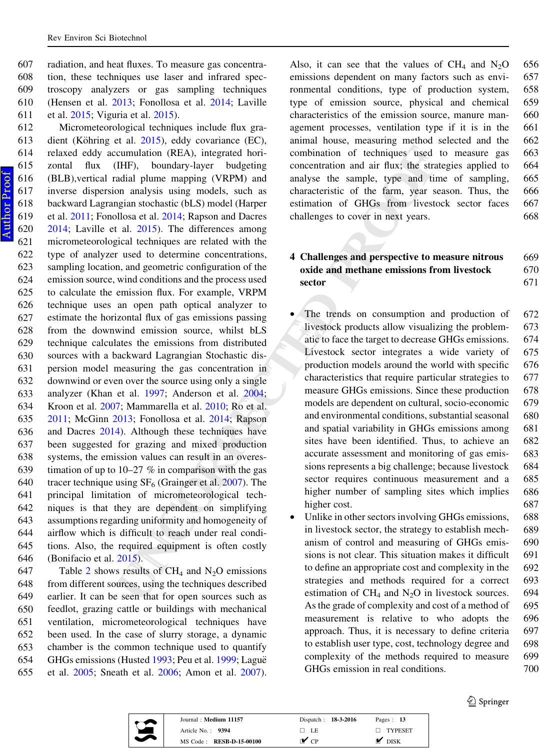radiation, and heat fluxes. To measure gas concentration, these techniques use laser and infrared spectroscopy analyzers or gas sampling techniques (Hensen et al. 2013; Fonollosa et al. 2014; Laville et al. 2015; Viguria et al. 2015).

Micrometeorological techniques include flux gradient (Köhring et al. 2015), eddy covariance (EC), relaxed eddy accumulation (REA), integrated horizontal flux (IHF), boundary-layer budgeting (BLB),vertical radial plume mapping (VRPM) and inverse dispersion analysis using models, such as backward Lagrangian stochastic (bLS) model (Harper et al. 2011; Fonollosa et al. 2014; Rapson and Dacres 2014; Laville et al. 2015). The differences among micrometeorological techniques are related with the type of analyzer used to determine concentrations, sampling location, and geometric configuration of the emission source, wind conditions and the process used to calculate the emission flux. For example, VRPM technique uses an open path optical analyzer to estimate the horizontal flux of gas emissions passing from the downwind emission source, whilst bLS technique calculates the emissions from distributed sources with a backward Lagrangian Stochastic dispersion model measuring the gas concentration in downwind or even over the source using only a single analyzer (Khan et al. 1997; Anderson et al. 2004; Kroon et al. 2007; Mammarella et al. 2010; Ro et al. 2011; McGinn 2013; Fonollosa et al. 2014; Rapson and Dacres 2014). Although these techniques have been suggested for grazing and mixed production systems, the emission values can result in an overestimation of up to 10–27 % in comparison with the gas tracer technique using $SF_6$ (Grainger et al. 2007). The principal limitation of micrometeorological techniques is that they are dependent on simplifying assumptions regarding uniformity and homogeneity of airflow which is difficult to reach under real conditions. Also, the required equipment is often costly (Bonifacio et al. 2015).

Table 2 shows results of $CH_4$ and $N_2O$ emissions from different sources, using the techniques described earlier. It can be seen that for open sources such as feedlot, grazing cattle or buildings with mechanical ventilation, micrometeorological techniques have been used. In the case of slurry storage, a dynamic chamber is the common technique used to quantify GHGs emissions (Husted 1993; Peu et al. 1999; Laguë et al. 2005; Sneath et al. 2006; Amon et al. 2007). Also, it can see that the values of $CH_4$ and $N_2O$ emissions dependent on many factors such as environmental conditions, type of production system, type of emission source, physical and chemical characteristics of the emission source, manure management processes, ventilation type if it is in the animal house, measuring method selected and the combination of techniques used to measure gas concentration and air flux; the strategies applied to analyse the sample, type and time of sampling, characteristic of the farm, year season. Thus, the estimation of GHGs from livestock sector faces challenges to cover in next years.

## 4 Challenges and perspective to measure nitrous oxide and methane emissions from livestock sector

- The trends on consumption and production of livestock products allow visualizing the problematic to face the target to decrease GHGs emissions. Livestock sector integrates a wide variety of production models around the world with specific characteristics that require particular strategies to measure GHGs emissions. Since these production models are dependent on cultural, socio-economic and environmental conditions, substantial seasonal and spatial variability in GHGs emissions among sites have been identified. Thus, to achieve an accurate assessment and monitoring of gas emissions represents a big challenge; because livestock sector requires continuous measurement and a higher number of sampling sites which implies higher cost.
- Unlike in other sectors involving GHGs emissions, in livestock sector, the strategy to establish mechanism of control and measuring of GHGs emissions is not clear. This situation makes it difficult to define an appropriate cost and complexity in the strategies and methods required for a correct estimation of $CH_4$ and $N_2O$ in livestock sources. As the grade of complexity and cost of a method of measurement is relative to who adopts the approach. Thus, it is necessary to define criteria to establish user type, cost, technology degree and complexity of the methods required to measure GHGs emission in real conditions.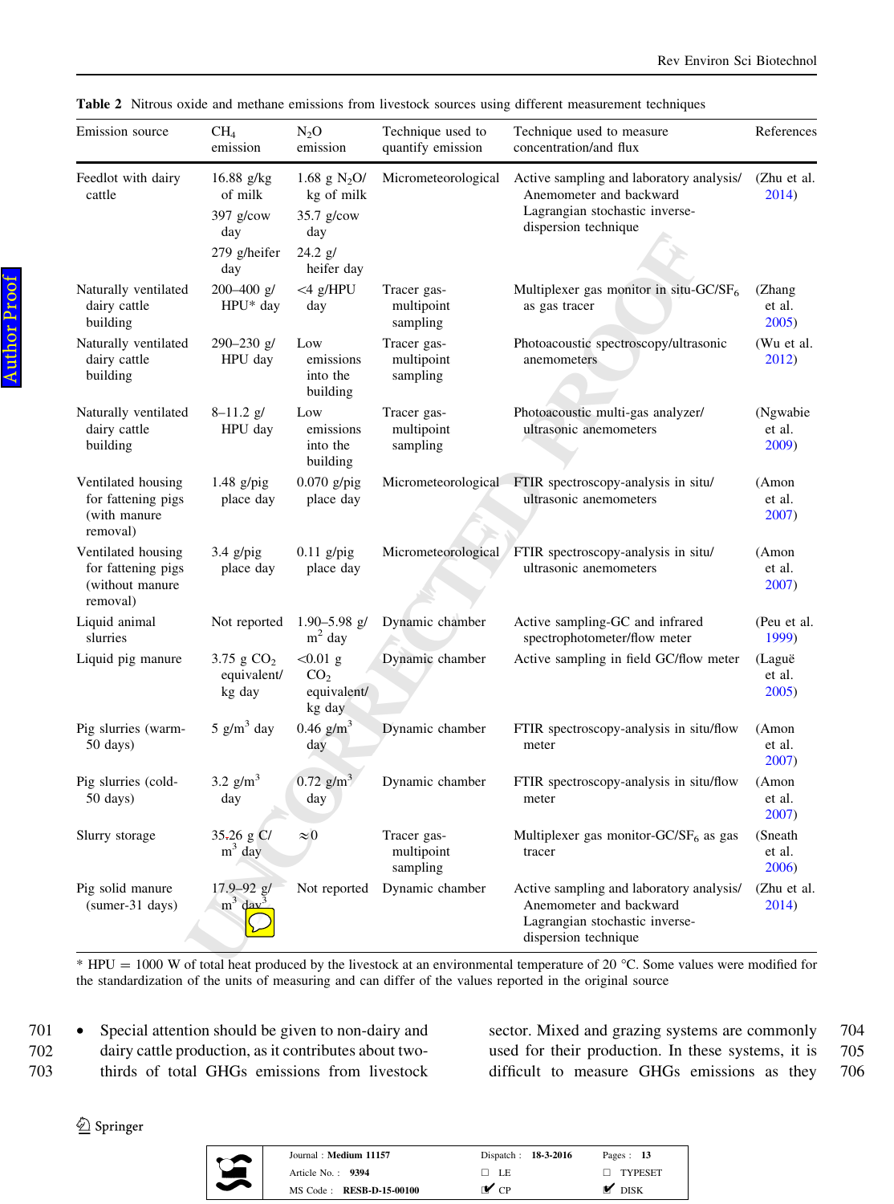**Table 2** Nitrous oxide and methane emissions from livestock sources using different measurement techniques

| Emission source | $CH_4$ emission | $N_2O$ emission | Technique used to quantify emission | Technique used to measure concentration/and flux | References |
|---|---|---|---|---|---|
| Feedlot with dairy cattle | 16.88 g/kg of milk<br>397 g/cow day<br>279 g/heifer day | 1.68 g $N_2O$/kg of milk<br>35.7 g/cow day<br>24.2 g/heifer day | Micrometeorological | Active sampling and laboratory analysis/Anemometer and backward Lagrangian stochastic inverse-dispersion technique | (Zhu et al. 2014) |
| Naturally ventilated dairy cattle building | 200–400 g/HPU* day | <4 g/HPU day | Tracer gas-multipoint sampling | Multiplexer gas monitor in situ-GC/$SF_6$ as gas tracer | (Zhang et al. 2005) |
| Naturally ventilated dairy cattle building | 290–230 g/HPU day | Low emissions into the building | Tracer gas-multipoint sampling | Photoacoustic spectroscopy/ultrasonic anemometers | (Wu et al. 2012) |
| Naturally ventilated dairy cattle building | 8–11.2 g/HPU day | Low emissions into the building | Tracer gas-multipoint sampling | Photoacoustic multi-gas analyzer/ultrasonic anemometers | (Ngwabie et al. 2009) |
| Ventilated housing for fattening pigs (with manure removal) | 1.48 g/pig place day | 0.070 g/pig place day | Micrometeorological | FTIR spectroscopy-analysis in situ/ultrasonic anemometers | (Amon et al. 2007) |
| Ventilated housing for fattening pigs (without manure removal) | 3.4 g/pig place day | 0.11 g/pig place day | Micrometeorological | FTIR spectroscopy-analysis in situ/ultrasonic anemometers | (Amon et al. 2007) |
| Liquid animal slurries | Not reported | 1.90–5.98 g/$m^2$ day | Dynamic chamber | Active sampling-GC and infrared spectrophotometer/flow meter | (Peu et al. 1999) |
| Liquid pig manure | 3.75 g $CO_2$ equivalent/kg day | <0.01 g $CO_2$ equivalent/kg day | Dynamic chamber | Active sampling in field GC/flow meter | (Laguë et al. 2005) |
| Pig slurries (warm-50 days) | 5 g/$m^3$ day | 0.46 g/$m^3$ day | Dynamic chamber | FTIR spectroscopy-analysis in situ/flow meter | (Amon et al. 2007) |
| Pig slurries (cold-50 days) | 3.2 g/$m^3$ day | 0.72 g/$m^3$ day | Dynamic chamber | FTIR spectroscopy-analysis in situ/flow meter | (Amon et al. 2007) |
| Slurry storage | 35.26 g C/$m^3$ day | ≈0 | Tracer gas-multipoint sampling | Multiplexer gas monitor-GC/$SF_6$ as gas tracer | (Sneath et al. 2006) |
| Pig solid manure (sumer-31 days) | 17.9–92 g/$m^3$ day | Not reported | Dynamic chamber | Active sampling and laboratory analysis/Anemometer and backward Lagrangian stochastic inverse-dispersion technique | (Zhu et al. 2014) |

* HPU = 1000 W of total heat produced by the livestock at an environmental temperature of 20 °C. Some values were modified for the standardization of the units of measuring and can differ of the values reported in the original source

- Special attention should be given to non-dairy and dairy cattle production, as it contributes about two-thirds of total GHGs emissions from livestock sector. Mixed and grazing systems are commonly used for their production. In these systems, it is difficult to measure GHGs emissions as they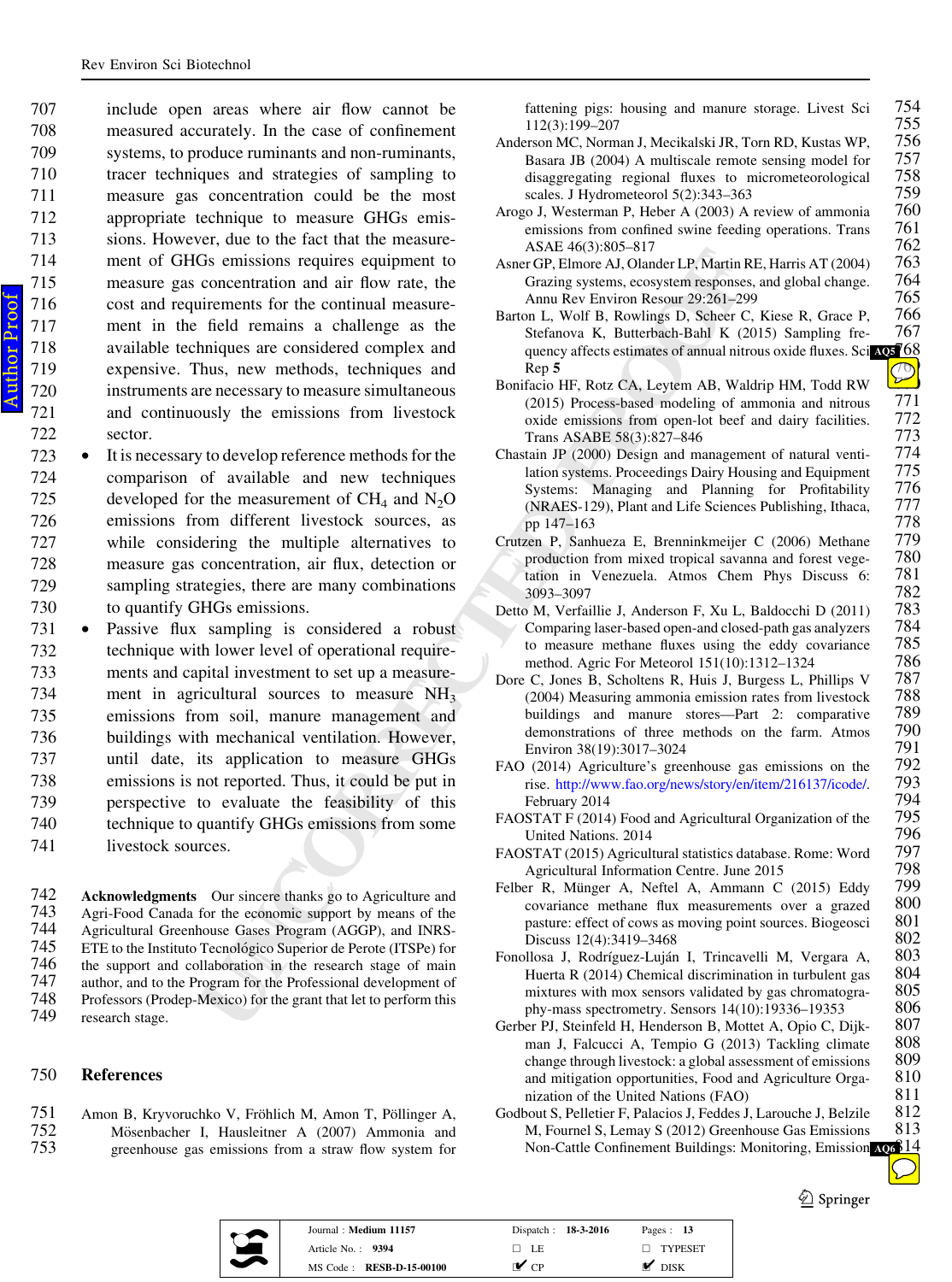include open areas where air flow cannot be measured accurately. In the case of confinement systems, to produce ruminants and non-ruminants, tracer techniques and strategies of sampling to measure gas concentration could be the most appropriate technique to measure GHGs emissions. However, due to the fact that the measurement of GHGs emissions requires equipment to measure gas concentration and air flow rate, the cost and requirements for the continual measurement in the field remains a challenge as the available techniques are considered complex and expensive. Thus, new methods, techniques and instruments are necessary to measure simultaneous and continuously the emissions from livestock sector.

- It is necessary to develop reference methods for the comparison of available and new techniques developed for the measurement of $CH_4$ and $N_2O$ emissions from different livestock sources, as while considering the multiple alternatives to measure gas concentration, air flux, detection or sampling strategies, there are many combinations to quantify GHGs emissions.
- Passive flux sampling is considered a robust technique with lower level of operational requirements and capital investment to set up a measurement in agricultural sources to measure $NH_3$ emissions from soil, manure management and buildings with mechanical ventilation. However, until date, its application to measure GHGs emissions is not reported. Thus, it could be put in perspective to evaluate the feasibility of this technique to quantify GHGs emissions from some livestock sources.

**Acknowledgments** Our sincere thanks go to Agriculture and Agri-Food Canada for the economic support by means of the Agricultural Greenhouse Gases Program (AGGP), and INRS-ETE to the Instituto Tecnológico Superior de Perote (ITSPe) for the support and collaboration in the research stage of main author, and to the Program for the Professional development of Professors (Prodep-Mexico) for the grant that let to perform this research stage.

## References

Amon B, Kryvoruchko V, Fröhlich M, Amon T, Pöllinger A, Mösenbacher I, Hausleitner A (2007) Ammonia and greenhouse gas emissions from a straw flow system for fattening pigs: housing and manure storage. Livest Sci 112(3):199–207

Anderson MC, Norman J, Mecikalski JR, Torn RD, Kustas WP, Basara JB (2004) A multiscale remote sensing model for disaggregating regional fluxes to micrometeorological scales. J Hydrometeorol 5(2):343–363

Arogo J, Westerman P, Heber A (2003) A review of ammonia emissions from confined swine feeding operations. Trans ASAE 46(3):805–817

Asner GP, Elmore AJ, Olander LP, Martin RE, Harris AT (2004) Grazing systems, ecosystem responses, and global change. Annu Rev Environ Resour 29:261–299

Barton L, Wolf B, Rowlings D, Scheer C, Kiese R, Grace P, Stefanova K, Butterbach-Bahl K (2015) Sampling frequency affects estimates of annual nitrous oxide fluxes. Sci Rep 5

Bonifacio HF, Rotz CA, Leytem AB, Waldrip HM, Todd RW (2015) Process-based modeling of ammonia and nitrous oxide emissions from open-lot beef and dairy facilities. Trans ASABE 58(3):827–846

Chastain JP (2000) Design and management of natural ventilation systems. Proceedings Dairy Housing and Equipment Systems: Managing and Planning for Profitability (NRAES-129), Plant and Life Sciences Publishing, Ithaca, pp 147–163

Crutzen P, Sanhueza E, Brenninkmeijer C (2006) Methane production from mixed tropical savanna and forest vegetation in Venezuela. Atmos Chem Phys Discuss 6:3093–3097

Detto M, Verfaillie J, Anderson F, Xu L, Baldocchi D (2011) Comparing laser-based open-and closed-path gas analyzers to measure methane fluxes using the eddy covariance method. Agric For Meteorol 151(10):1312–1324

Dore C, Jones B, Scholtens R, Huis J, Burgess L, Phillips V (2004) Measuring ammonia emission rates from livestock buildings and manure stores—Part 2: comparative demonstrations of three methods on the farm. Atmos Environ 38(19):3017–3024

FAO (2014) Agriculture's greenhouse gas emissions on the rise. http://www.fao.org/news/story/en/item/216137/icode/. February 2014

FAOSTAT F (2014) Food and Agricultural Organization of the United Nations. 2014

FAOSTAT (2015) Agricultural statistics database. Rome: Word Agricultural Information Centre. June 2015

Felber R, Münger A, Neftel A, Ammann C (2015) Eddy covariance methane flux measurements over a grazed pasture: effect of cows as moving point sources. Biogeosci Discuss 12(4):3419–3468

Fonollosa J, Rodríguez-Luján I, Trincavelli M, Vergara A, Huerta R (2014) Chemical discrimination in turbulent gas mixtures with mox sensors validated by gas chromatography-mass spectrometry. Sensors 14(10):19336–19353

Gerber PJ, Steinfeld H, Henderson B, Mottet A, Opio C, Dijkman J, Falcucci A, Tempio G (2013) Tackling climate change through livestock: a global assessment of emissions and mitigation opportunities, Food and Agriculture Organization of the United Nations (FAO)

Godbout S, Pelletier F, Palacios J, Feddes J, Larouche J, Belzile M, Fournel S, Lemay S (2012) Greenhouse Gas Emissions Non-Cattle Confinement Buildings: Monitoring, Emission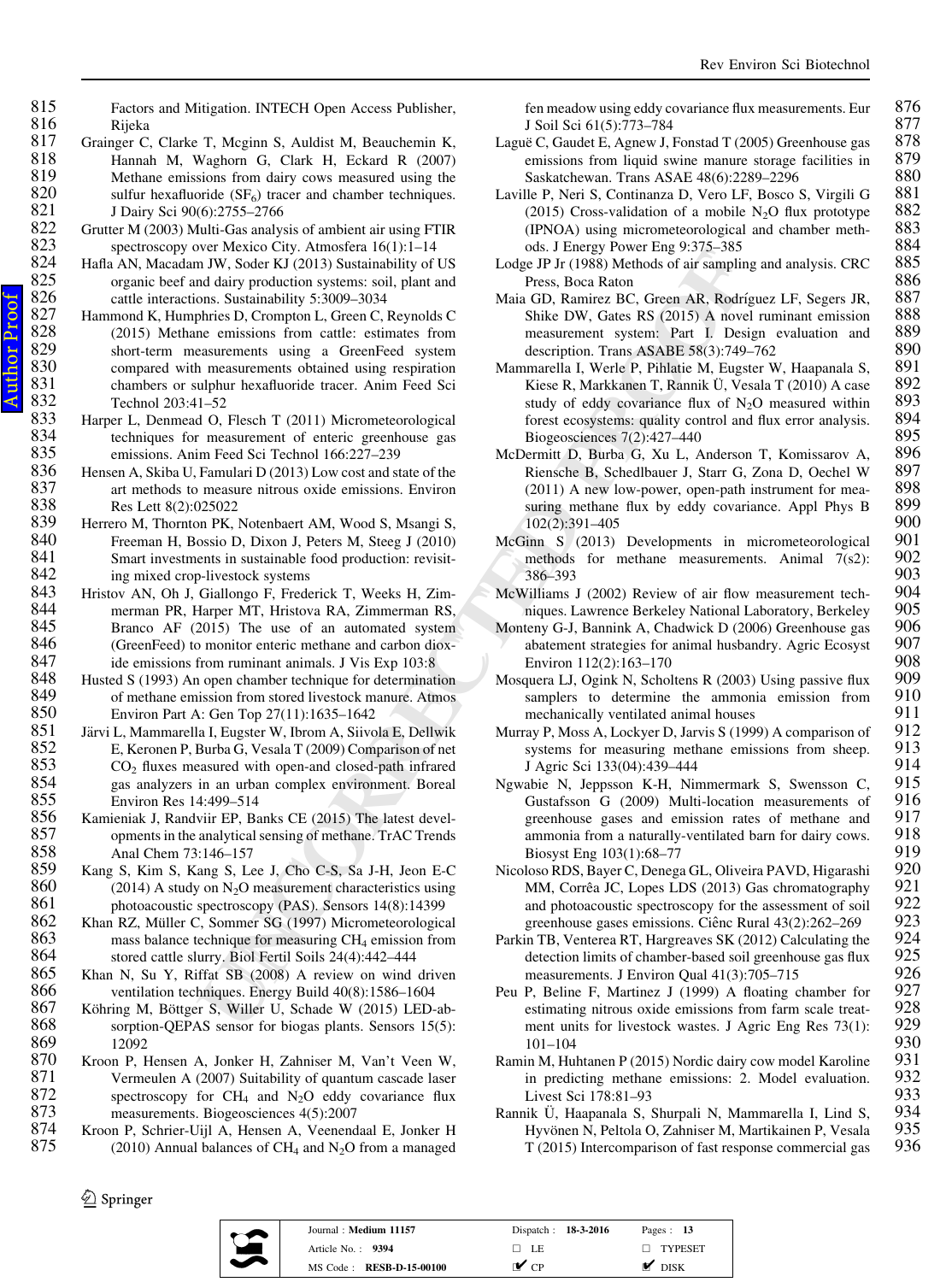Factors and Mitigation. INTECH Open Access Publisher, Rijeka

Grainger C, Clarke T, Mcginn S, Auldist M, Beauchemin K, Hannah M, Waghorn G, Clark H, Eckard R (2007) Methane emissions from dairy cows measured using the sulfur hexafluoride ($SF_6$) tracer and chamber techniques. J Dairy Sci 90(6):2755–2766

Grutter M (2003) Multi-Gas analysis of ambient air using FTIR spectroscopy over Mexico City. Atmosfera 16(1):1–14

Hafla AN, Macadam JW, Soder KJ (2013) Sustainability of US organic beef and dairy production systems: soil, plant and cattle interactions. Sustainability 5:3009–3034

Hammond K, Humphries D, Crompton L, Green C, Reynolds C (2015) Methane emissions from cattle: estimates from short-term measurements using a GreenFeed system compared with measurements obtained using respiration chambers or sulphur hexafluoride tracer. Anim Feed Sci Technol 203:41–52

Harper L, Denmead O, Flesch T (2011) Micrometeorological techniques for measurement of enteric greenhouse gas emissions. Anim Feed Sci Technol 166:227–239

Hensen A, Skiba U, Famulari D (2013) Low cost and state of the art methods to measure nitrous oxide emissions. Environ Res Lett 8(2):025022

Herrero M, Thornton PK, Notenbaert AM, Wood S, Msangi S, Freeman H, Bossio D, Dixon J, Peters M, Steeg J (2010) Smart investments in sustainable food production: revisiting mixed crop-livestock systems

Hristov AN, Oh J, Giallongo F, Frederick T, Weeks H, Zimmerman PR, Harper MT, Hristova RA, Zimmerman RS, Branco AF (2015) The use of an automated system (GreenFeed) to monitor enteric methane and carbon dioxide emissions from ruminant animals. J Vis Exp 103:8

Husted S (1993) An open chamber technique for determination of methane emission from stored livestock manure. Atmos Environ Part A: Gen Top 27(11):1635–1642

Järvi L, Mammarella I, Eugster W, Ibrom A, Siivola E, Dellwik E, Keronen P, Burba G, Vesala T (2009) Comparison of net $CO_2$ fluxes measured with open-and closed-path infrared gas analyzers in an urban complex environment. Boreal Environ Res 14:499–514

Kamieniak J, Randviir EP, Banks CE (2015) The latest developments in the analytical sensing of methane. TrAC Trends Anal Chem 73:146–157

Kang S, Kim S, Kang S, Lee J, Cho C-S, Sa J-H, Jeon E-C (2014) A study on $N_2O$ measurement characteristics using photoacoustic spectroscopy (PAS). Sensors 14(8):14399

Khan RZ, Müller C, Sommer SG (1997) Micrometeorological mass balance technique for measuring $CH_4$ emission from stored cattle slurry. Biol Fertil Soils 24(4):442–444

Khan N, Su Y, Riffat SB (2008) A review on wind driven ventilation techniques. Energy Build 40(8):1586–1604

Köhring M, Böttger S, Willer U, Schade W (2015) LED-absorption-QEPAS sensor for biogas plants. Sensors 15(5):12092

Kroon P, Hensen A, Jonker H, Zahniser M, Van't Veen W, Vermeulen A (2007) Suitability of quantum cascade laser spectroscopy for $CH_4$ and $N_2O$ eddy covariance flux measurements. Biogeosciences 4(5):2007

Kroon P, Schrier-Uijl A, Hensen A, Veenendaal E, Jonker H (2010) Annual balances of $CH_4$ and $N_2O$ from a managed fen meadow using eddy covariance flux measurements. Eur J Soil Sci 61(5):773–784

Laguë C, Gaudet E, Agnew J, Fonstad T (2005) Greenhouse gas emissions from liquid swine manure storage facilities in Saskatchewan. Trans ASAE 48(6):2289–2296

Laville P, Neri S, Continanza D, Vero LF, Bosco S, Virgili G (2015) Cross-validation of a mobile $N_2O$ flux prototype (IPNOA) using micrometeorological and chamber methods. J Energy Power Eng 9:375–385

Lodge JP Jr (1988) Methods of air sampling and analysis. CRC Press, Boca Raton

Maia GD, Ramirez BC, Green AR, Rodríguez LF, Segers JR, Shike DW, Gates RS (2015) A novel ruminant emission measurement system: Part I. Design evaluation and description. Trans ASABE 58(3):749–762

Mammarella I, Werle P, Pihlatie M, Eugster W, Haapanala S, Kiese R, Markkanen T, Rannik Ü, Vesala T (2010) A case study of eddy covariance flux of $N_2O$ measured within forest ecosystems: quality control and flux error analysis. Biogeosciences 7(2):427–440

McDermitt D, Burba G, Xu L, Anderson T, Komissarov A, Riensche B, Schedlbauer J, Starr G, Zona D, Oechel W (2011) A new low-power, open-path instrument for measuring methane flux by eddy covariance. Appl Phys B 102(2):391–405

McGinn S (2013) Developments in micrometeorological methods for methane measurements. Animal 7(s2):386–393

McWilliams J (2002) Review of air flow measurement techniques. Lawrence Berkeley National Laboratory, Berkeley

Monteny G-J, Bannink A, Chadwick D (2006) Greenhouse gas abatement strategies for animal husbandry. Agric Ecosyst Environ 112(2):163–170

Mosquera LJ, Ogink N, Scholtens R (2003) Using passive flux samplers to determine the ammonia emission from mechanically ventilated animal houses

Murray P, Moss A, Lockyer D, Jarvis S (1999) A comparison of systems for measuring methane emissions from sheep. J Agric Sci 133(04):439–444

Ngwabie N, Jeppsson K-H, Nimmermark S, Swensson C, Gustafsson G (2009) Multi-location measurements of greenhouse gases and emission rates of methane and ammonia from a naturally-ventilated barn for dairy cows. Biosyst Eng 103(1):68–77

Nicoloso RDS, Bayer C, Denega GL, Oliveira PAVD, Higarashi MM, Corrêa JC, Lopes LDS (2013) Gas chromatography and photoacoustic spectroscopy for the assessment of soil greenhouse gases emissions. Ciênc Rural 43(2):262–269

Parkin TB, Venterea RT, Hargreaves SK (2012) Calculating the detection limits of chamber-based soil greenhouse gas flux measurements. J Environ Qual 41(3):705–715

Peu P, Beline F, Martinez J (1999) A floating chamber for estimating nitrous oxide emissions from farm scale treatment units for livestock wastes. J Agric Eng Res 73(1):101–104

Ramin M, Huhtanen P (2015) Nordic dairy cow model Karoline in predicting methane emissions: 2. Model evaluation. Livest Sci 178:81–93

Rannik Ü, Haapanala S, Shurpali N, Mammarella I, Lind S, Hyvönen N, Peltola O, Zahniser M, Martikainen P, Vesala T (2015) Intercomparison of fast response commercial gas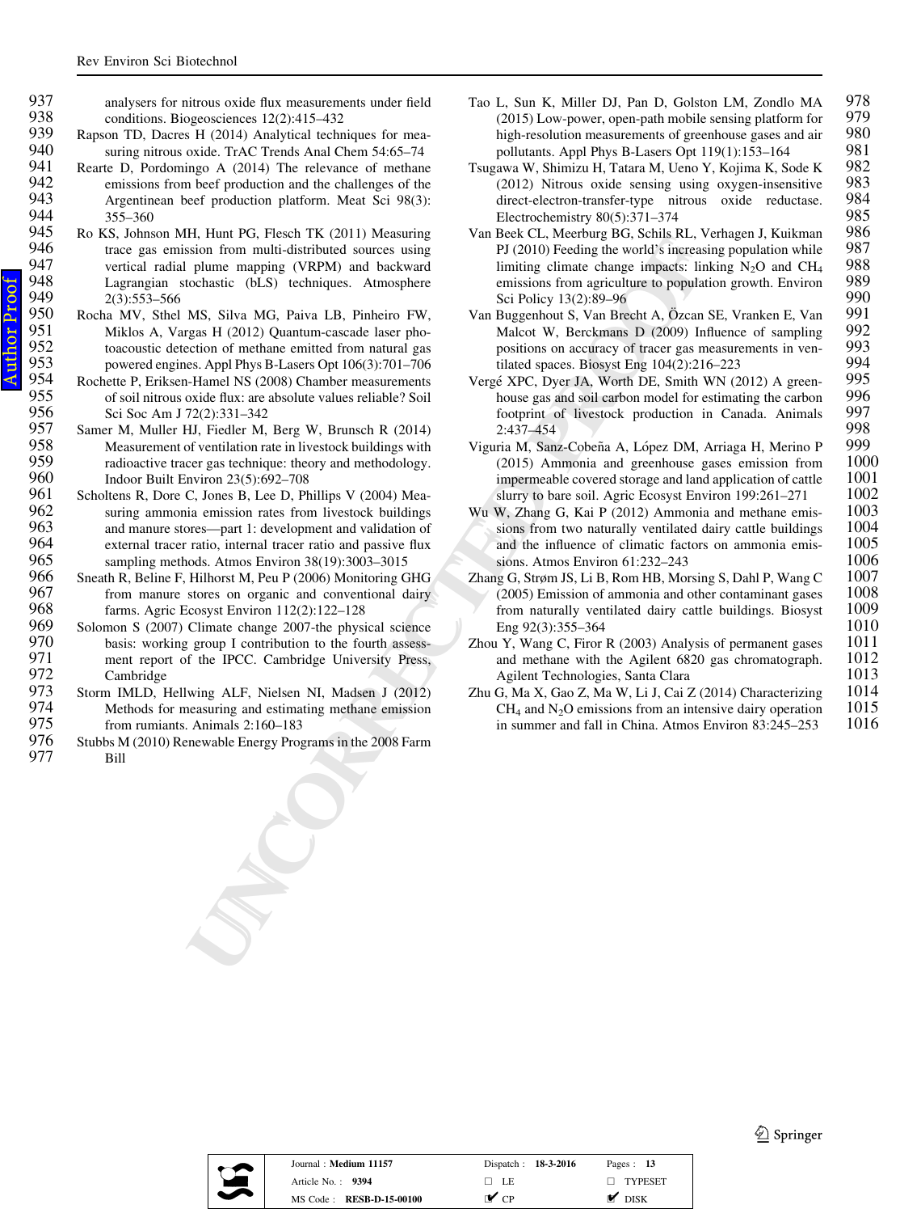analysers for nitrous oxide flux measurements under field conditions. Biogeosciences 12(2):415–432

Rapson TD, Dacres H (2014) Analytical techniques for measuring nitrous oxide. TrAC Trends Anal Chem 54:65–74

Rearte D, Pordomingo A (2014) The relevance of methane emissions from beef production and the challenges of the Argentinean beef production platform. Meat Sci 98(3): 355–360

Ro KS, Johnson MH, Hunt PG, Flesch TK (2011) Measuring trace gas emission from multi-distributed sources using vertical radial plume mapping (VRPM) and backward Lagrangian stochastic (bLS) techniques. Atmosphere 2(3):553–566

Rocha MV, Sthel MS, Silva MG, Paiva LB, Pinheiro FW, Miklos A, Vargas H (2012) Quantum-cascade laser photoacoustic detection of methane emitted from natural gas powered engines. Appl Phys B-Lasers Opt 106(3):701–706

Rochette P, Eriksen-Hamel NS (2008) Chamber measurements of soil nitrous oxide flux: are absolute values reliable? Soil Sci Soc Am J 72(2):331–342

Samer M, Muller HJ, Fiedler M, Berg W, Brunsch R (2014) Measurement of ventilation rate in livestock buildings with radioactive tracer gas technique: theory and methodology. Indoor Built Environ 23(5):692–708

Scholtens R, Dore C, Jones B, Lee D, Phillips V (2004) Measuring ammonia emission rates from livestock buildings and manure stores—part 1: development and validation of external tracer ratio, internal tracer ratio and passive flux sampling methods. Atmos Environ 38(19):3003–3015

Sneath R, Beline F, Hilhorst M, Peu P (2006) Monitoring GHG from manure stores on organic and conventional dairy farms. Agric Ecosyst Environ 112(2):122–128

Solomon S (2007) Climate change 2007-the physical science basis: working group I contribution to the fourth assessment report of the IPCC. Cambridge University Press, Cambridge

Storm IMLD, Hellwing ALF, Nielsen NI, Madsen J (2012) Methods for measuring and estimating methane emission from ruminants. Animals 2:160–183

Stubbs M (2010) Renewable Energy Programs in the 2008 Farm Bill

Tao L, Sun K, Miller DJ, Pan D, Golston LM, Zondlo MA (2015) Low-power, open-path mobile sensing platform for high-resolution measurements of greenhouse gases and air pollutants. Appl Phys B-Lasers Opt 119(1):153–164

Tsugawa W, Shimizu H, Tatara M, Ueno Y, Kojima K, Sode K (2012) Nitrous oxide sensing using oxygen-insensitive direct-electron-transfer-type nitrous oxide reductase. Electrochemistry 80(5):371–374

Van Beek CL, Meerburg BG, Schils RL, Verhagen J, Kuikman PJ (2010) Feeding the world's increasing population while limiting climate change impacts: linking $N_2O$ and $CH_4$ emissions from agriculture to population growth. Environ Sci Policy 13(2):89–96

Van Buggenhout S, Van Brecht A, Özcan SE, Vranken E, Van Malcot W, Berckmans D (2009) Influence of sampling positions on accuracy of tracer gas measurements in ventilated spaces. Biosyst Eng 104(2):216–223

Vergé XPC, Dyer JA, Worth DE, Smith WN (2012) A greenhouse gas and soil carbon model for estimating the carbon footprint of livestock production in Canada. Animals 2:437–454

Viguria M, Sanz-Cobeña A, López DM, Arriaga H, Merino P (2015) Ammonia and greenhouse gases emission from impermeable covered storage and land application of cattle slurry to bare soil. Agric Ecosyst Environ 199:261–271

Wu W, Zhang G, Kai P (2012) Ammonia and methane emissions from two naturally ventilated dairy cattle buildings and the influence of climatic factors on ammonia emissions. Atmos Environ 61:232–243

Zhang G, Strøm JS, Li B, Rom HB, Morsing S, Dahl P, Wang C (2005) Emission of ammonia and other contaminant gases from naturally ventilated dairy cattle buildings. Biosyst Eng 92(3):355–364

Zhou Y, Wang C, Firor R (2003) Analysis of permanent gases and methane with the Agilent 6820 gas chromatograph. Agilent Technologies, Santa Clara

Zhu G, Ma X, Gao Z, Ma W, Li J, Cai Z (2014) Characterizing $CH_4$ and $N_2O$ emissions from an intensive dairy operation in summer and fall in China. Atmos Environ 83:245–253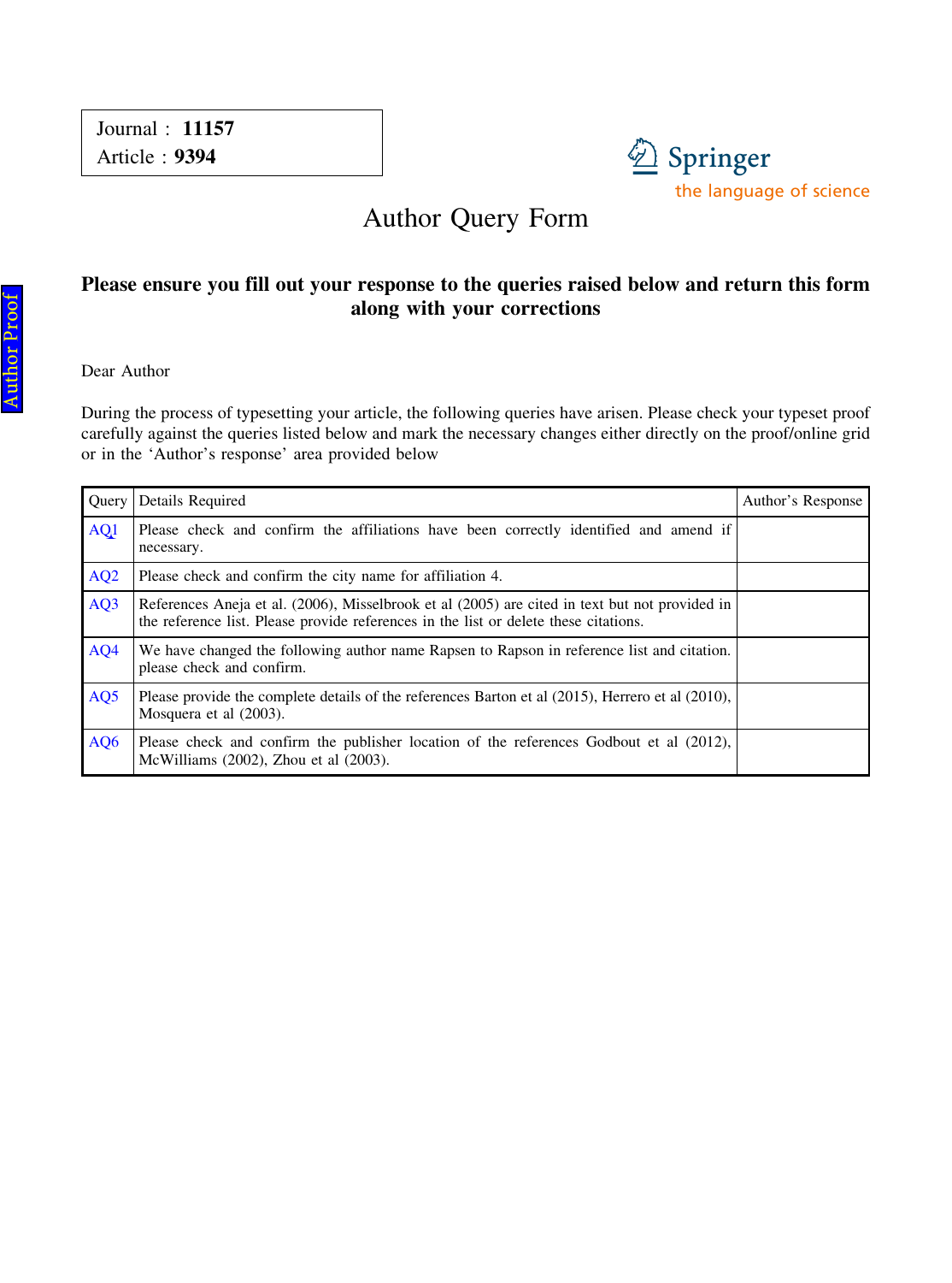Journal : **11157**
Article : **9394**

Springer
the language of science

# Author Query Form

**Please ensure you fill out your response to the queries raised below and return this form along with your corrections**

Dear Author

During the process of typesetting your article, the following queries have arisen. Please check your typeset proof carefully against the queries listed below and mark the necessary changes either directly on the proof/online grid or in the 'Author's response' area provided below

| Query | Details Required | Author's Response |
|---|---|---|
| AQ1 | Please check and confirm the affiliations have been correctly identified and amend if necessary. | |
| AQ2 | Please check and confirm the city name for affiliation 4. | |
| AQ3 | References Aneja et al. (2006), Misselbrook et al (2005) are cited in text but not provided in the reference list. Please provide references in the list or delete these citations. | |
| AQ4 | We have changed the following author name Rapsen to Rapson in reference list and citation. please check and confirm. | |
| AQ5 | Please provide the complete details of the references Barton et al (2015), Herrero et al (2010), Mosquera et al (2003). | |
| AQ6 | Please check and confirm the publisher location of the references Godbout et al (2012), McWilliams (2002), Zhou et al (2003). | |